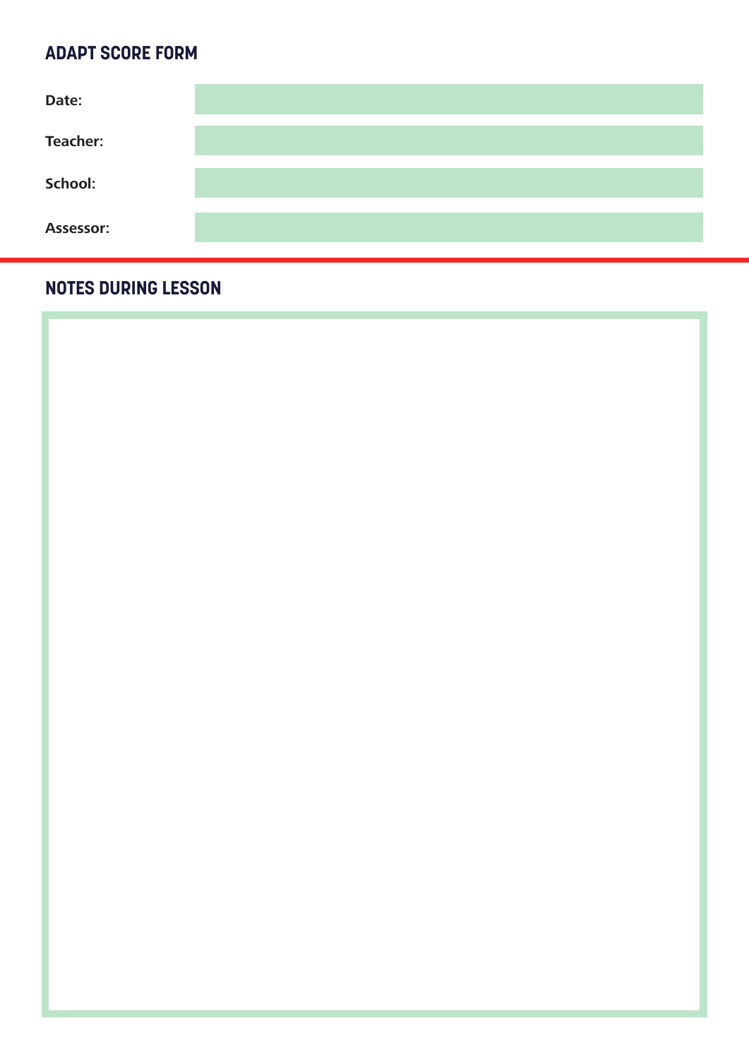## ADAPT SCORE FORM

| | |
|---|---|
| **Date:** | |
| **Teacher:** | |
| **School:** | |
| **Assessor:** | |

## NOTES DURING LESSON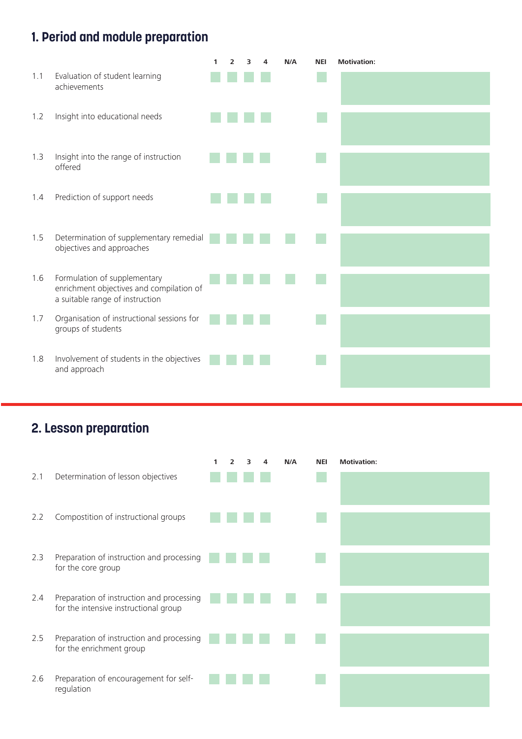## 1. Period and module preparation

| | | 1 | 2 | 3 | 4 | N/A | NEI | Motivation: |
|---|---|---|---|---|---|---|---|---|
| 1.1 | Evaluation of student learning achievements | | | | | | | |
| 1.2 | Insight into educational needs | | | | | | | |
| 1.3 | Insight into the range of instruction offered | | | | | | | |
| 1.4 | Prediction of support needs | | | | | | | |
| 1.5 | Determination of supplementary remedial objectives and approaches | | | | | | | |
| 1.6 | Formulation of supplementary enrichment objectives and compilation of a suitable range of instruction | | | | | | | |
| 1.7 | Organisation of instructional sessions for groups of students | | | | | | | |
| 1.8 | Involvement of students in the objectives and approach | | | | | | | |

## 2. Lesson preparation

| | | 1 | 2 | 3 | 4 | N/A | NEI | Motivation: |
|---|---|---|---|---|---|---|---|---|
| 2.1 | Determination of lesson objectives | | | | | | | |
| 2.2 | Compostition of instructional groups | | | | | | | |
| 2.3 | Preparation of instruction and processing for the core group | | | | | | | |
| 2.4 | Preparation of instruction and processing for the intensive instructional group | | | | | | | |
| 2.5 | Preparation of instruction and processing for the enrichment group | | | | | | | |
| 2.6 | Preparation of encouragement for self-regulation | | | | | | | |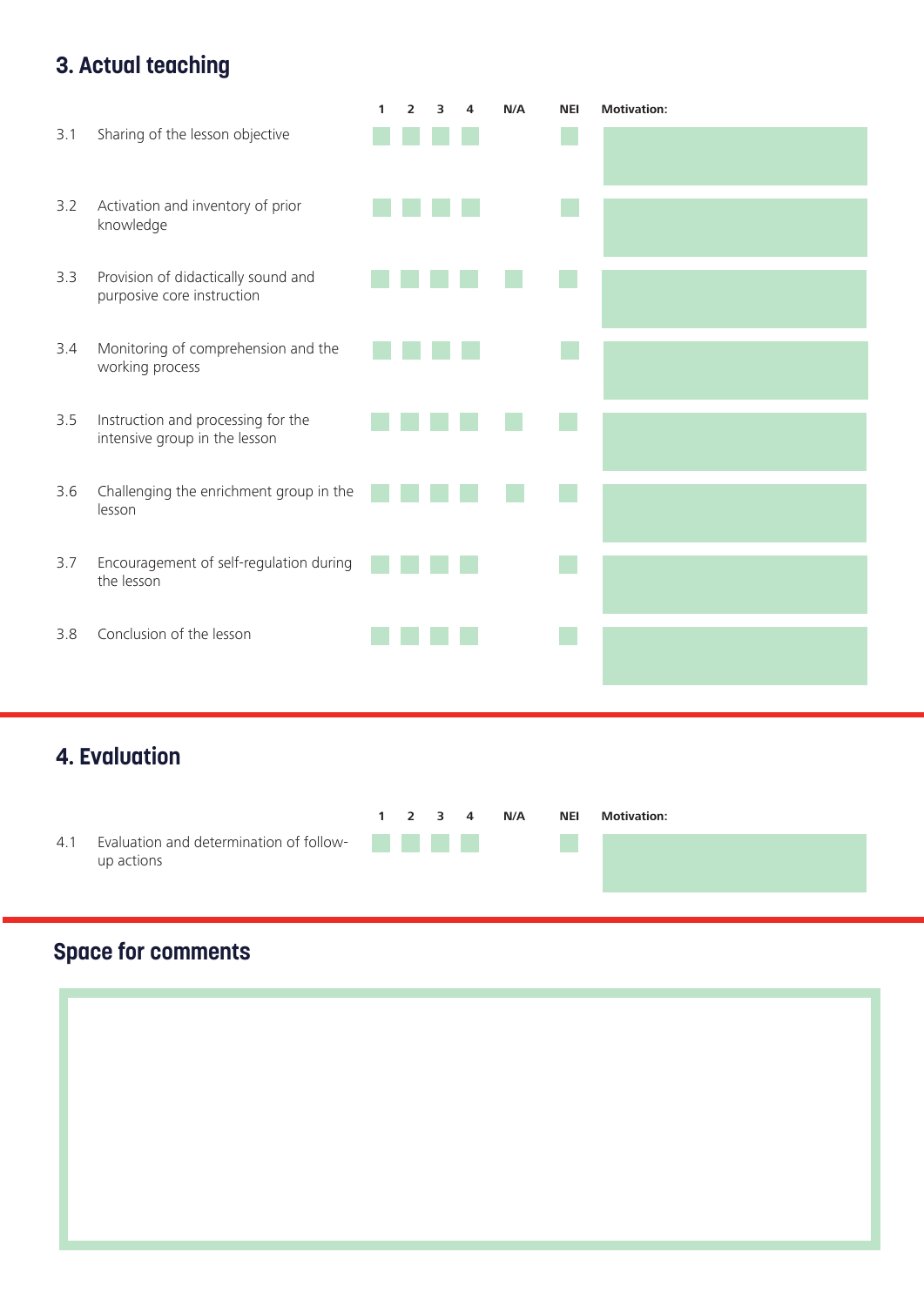## 3. Actual teaching

| | | 1 | 2 | 3 | 4 | N/A | NEI | Motivation: |
|---|---|---|---|---|---|---|---|---|
| 3.1 | Sharing of the lesson objective | | | | | | | |
| 3.2 | Activation and inventory of prior knowledge | | | | | | | |
| 3.3 | Provision of didactically sound and purposive core instruction | | | | | | | |
| 3.4 | Monitoring of comprehension and the working process | | | | | | | |
| 3.5 | Instruction and processing for the intensive group in the lesson | | | | | | | |
| 3.6 | Challenging the enrichment group in the lesson | | | | | | | |
| 3.7 | Encouragement of self-regulation during the lesson | | | | | | | |
| 3.8 | Conclusion of the lesson | | | | | | | |

## 4. Evaluation

| | | 1 | 2 | 3 | 4 | N/A | NEI | Motivation: |
|---|---|---|---|---|---|---|---|---|
| 4.1 | Evaluation and determination of follow-up actions | | | | | | | |

## Space for comments